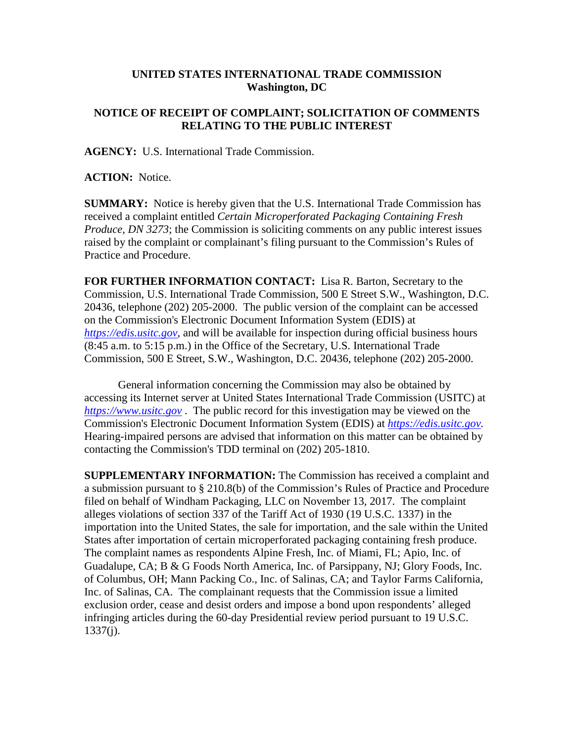**UNITED STATES INTERNATIONAL TRADE COMMISSION**
**Washington, DC**

**NOTICE OF RECEIPT OF COMPLAINT; SOLICITATION OF COMMENTS RELATING TO THE PUBLIC INTEREST**

**AGENCY:** U.S. International Trade Commission.

**ACTION:** Notice.

**SUMMARY:** Notice is hereby given that the U.S. International Trade Commission has received a complaint entitled *Certain Microperforated Packaging Containing Fresh Produce, DN 3273*; the Commission is soliciting comments on any public interest issues raised by the complaint or complainant's filing pursuant to the Commission's Rules of Practice and Procedure.

**FOR FURTHER INFORMATION CONTACT:** Lisa R. Barton, Secretary to the Commission, U.S. International Trade Commission, 500 E Street S.W., Washington, D.C. 20436, telephone (202) 205-2000. The public version of the complaint can be accessed on the Commission's Electronic Document Information System (EDIS) at *https://edis.usitc.gov*, and will be available for inspection during official business hours (8:45 a.m. to 5:15 p.m.) in the Office of the Secretary, U.S. International Trade Commission, 500 E Street, S.W., Washington, D.C. 20436, telephone (202) 205-2000.

General information concerning the Commission may also be obtained by accessing its Internet server at United States International Trade Commission (USITC) at *https://www.usitc.gov* . The public record for this investigation may be viewed on the Commission's Electronic Document Information System (EDIS) at *https://edis.usitc.gov.* Hearing-impaired persons are advised that information on this matter can be obtained by contacting the Commission's TDD terminal on (202) 205-1810.

**SUPPLEMENTARY INFORMATION:** The Commission has received a complaint and a submission pursuant to § 210.8(b) of the Commission's Rules of Practice and Procedure filed on behalf of Windham Packaging, LLC on November 13, 2017. The complaint alleges violations of section 337 of the Tariff Act of 1930 (19 U.S.C. 1337) in the importation into the United States, the sale for importation, and the sale within the United States after importation of certain microperforated packaging containing fresh produce. The complaint names as respondents Alpine Fresh, Inc. of Miami, FL; Apio, Inc. of Guadalupe, CA; B & G Foods North America, Inc. of Parsippany, NJ; Glory Foods, Inc. of Columbus, OH; Mann Packing Co., Inc. of Salinas, CA; and Taylor Farms California, Inc. of Salinas, CA. The complainant requests that the Commission issue a limited exclusion order, cease and desist orders and impose a bond upon respondents' alleged infringing articles during the 60-day Presidential review period pursuant to 19 U.S.C. 1337(j).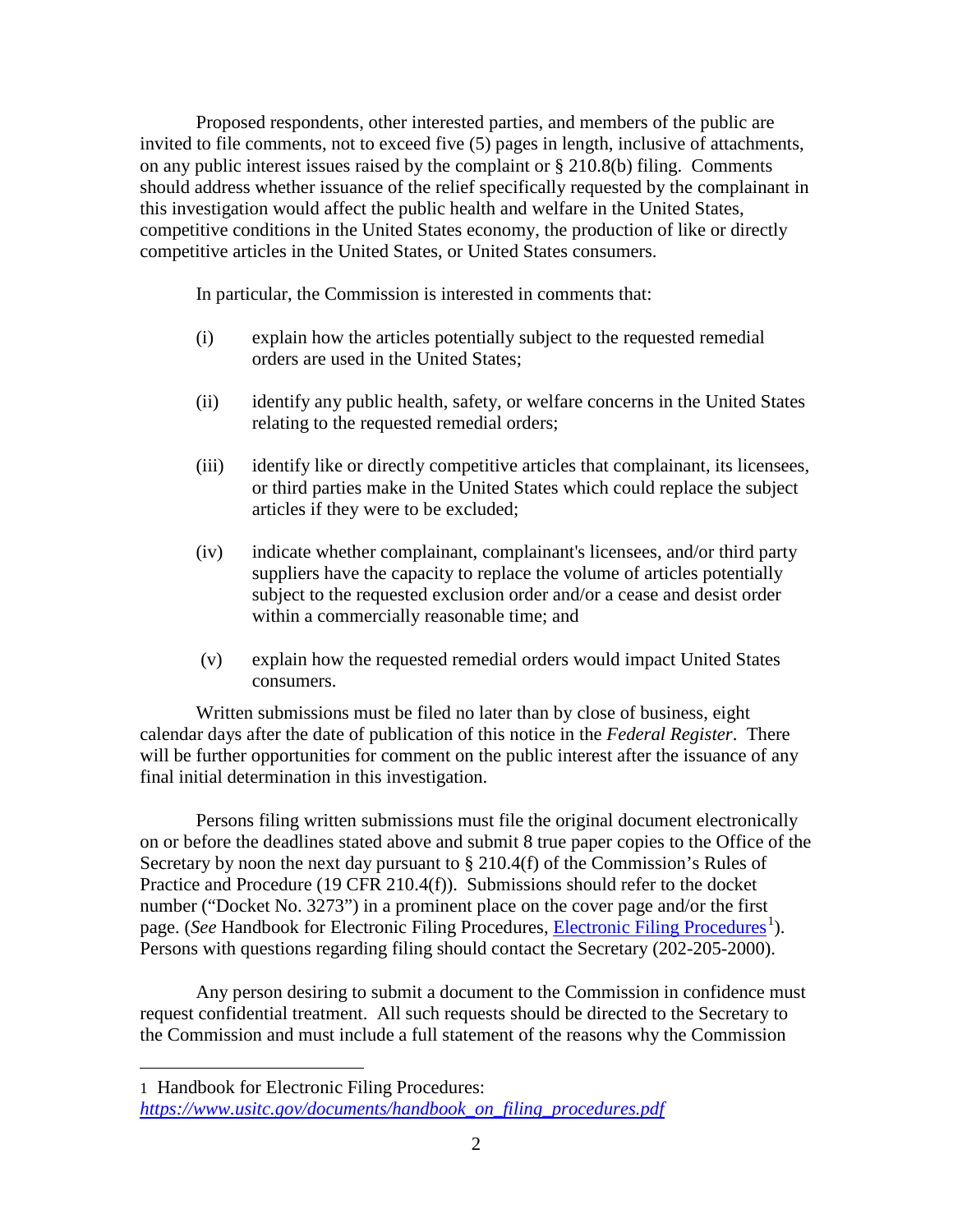Proposed respondents, other interested parties, and members of the public are invited to file comments, not to exceed five (5) pages in length, inclusive of attachments, on any public interest issues raised by the complaint or § 210.8(b) filing. Comments should address whether issuance of the relief specifically requested by the complainant in this investigation would affect the public health and welfare in the United States, competitive conditions in the United States economy, the production of like or directly competitive articles in the United States, or United States consumers.

In particular, the Commission is interested in comments that:

(i) explain how the articles potentially subject to the requested remedial orders are used in the United States;

(ii) identify any public health, safety, or welfare concerns in the United States relating to the requested remedial orders;

(iii) identify like or directly competitive articles that complainant, its licensees, or third parties make in the United States which could replace the subject articles if they were to be excluded;

(iv) indicate whether complainant, complainant's licensees, and/or third party suppliers have the capacity to replace the volume of articles potentially subject to the requested exclusion order and/or a cease and desist order within a commercially reasonable time; and

(v) explain how the requested remedial orders would impact United States consumers.

Written submissions must be filed no later than by close of business, eight calendar days after the date of publication of this notice in the *Federal Register*. There will be further opportunities for comment on the public interest after the issuance of any final initial determination in this investigation.

Persons filing written submissions must file the original document electronically on or before the deadlines stated above and submit 8 true paper copies to the Office of the Secretary by noon the next day pursuant to § 210.4(f) of the Commission's Rules of Practice and Procedure (19 CFR 210.4(f)). Submissions should refer to the docket number ("Docket No. 3273") in a prominent place on the cover page and/or the first page. (*See* Handbook for Electronic Filing Procedures, Electronic Filing Procedures[1]). Persons with questions regarding filing should contact the Secretary (202-205-2000).

Any person desiring to submit a document to the Commission in confidence must request confidential treatment. All such requests should be directed to the Secretary to the Commission and must include a full statement of the reasons why the Commission

---

1 Handbook for Electronic Filing Procedures: *https://www.usitc.gov/documents/handbook_on_filing_procedures.pdf*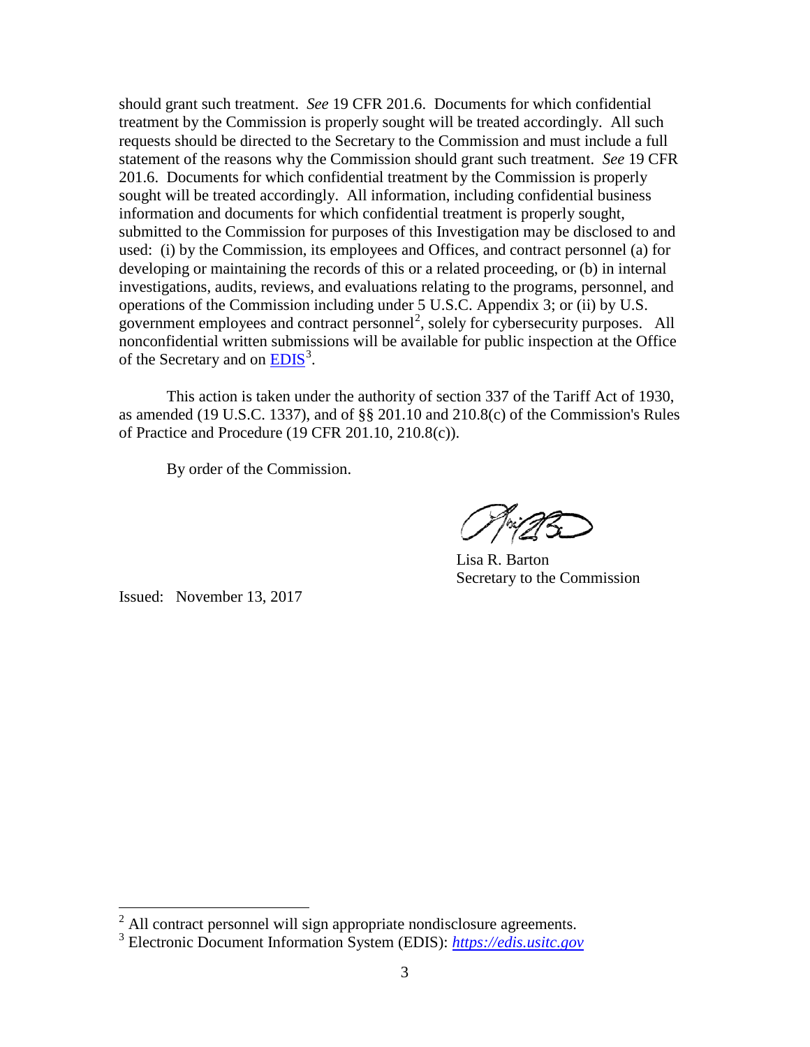should grant such treatment. *See* 19 CFR 201.6. Documents for which confidential treatment by the Commission is properly sought will be treated accordingly. All such requests should be directed to the Secretary to the Commission and must include a full statement of the reasons why the Commission should grant such treatment. *See* 19 CFR 201.6. Documents for which confidential treatment by the Commission is properly sought will be treated accordingly. All information, including confidential business information and documents for which confidential treatment is properly sought, submitted to the Commission for purposes of this Investigation may be disclosed to and used: (i) by the Commission, its employees and Offices, and contract personnel (a) for developing or maintaining the records of this or a related proceeding, or (b) in internal investigations, audits, reviews, and evaluations relating to the programs, personnel, and operations of the Commission including under 5 U.S.C. Appendix 3; or (ii) by U.S. government employees and contract personnel[2], solely for cybersecurity purposes. All nonconfidential written submissions will be available for public inspection at the Office of the Secretary and on EDIS[3].

This action is taken under the authority of section 337 of the Tariff Act of 1930, as amended (19 U.S.C. 1337), and of §§ 201.10 and 210.8(c) of the Commission's Rules of Practice and Procedure (19 CFR 201.10, 210.8(c)).

By order of the Commission.

Lisa R. Barton
Secretary to the Commission

Issued: November 13, 2017

---

[2] All contract personnel will sign appropriate nondisclosure agreements.

[3] Electronic Document Information System (EDIS): *https://edis.usitc.gov*